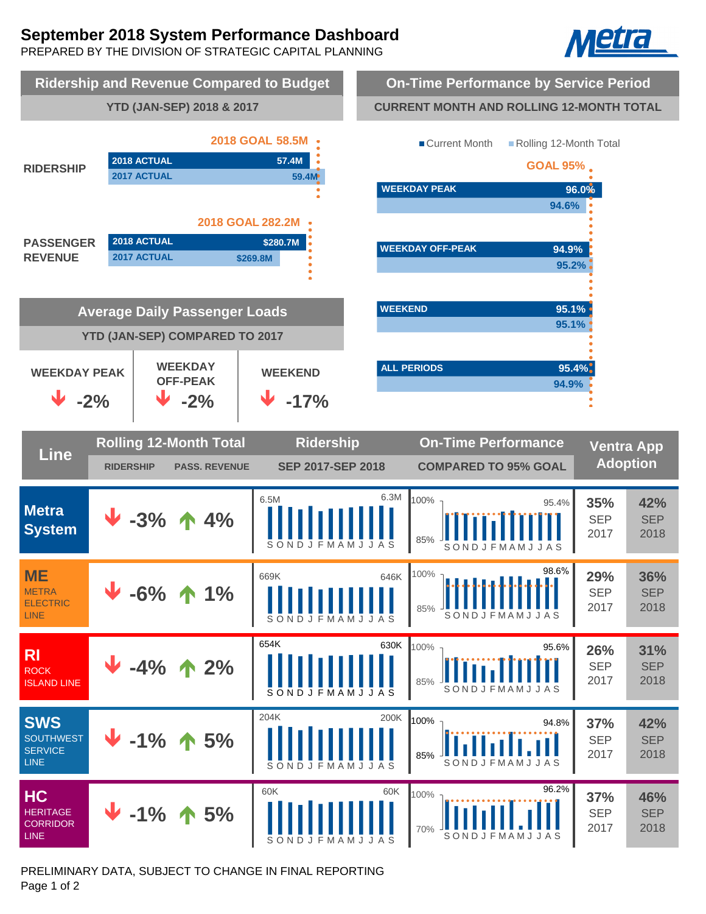# September 2018 System Performance Dashboard

PREPARED BY THE DIVISION OF STRATEGIC CAPITAL PLANNING

Metra

## Ridership and Revenue Compared to Budget

YTD (JAN-SEP) 2018 & 2017

| | 2018 GOAL | 2018 ACTUAL | 2017 ACTUAL |
|---|---|---|---|
| RIDERSHIP | 58.5M | 57.4M | 59.4M |
| PASSENGER REVENUE | 282.2M | $280.7M | $269.8M |

## On-Time Performance by Service Period

CURRENT MONTH AND ROLLING 12-MONTH TOTAL

GOAL 95%

| Service Period | Current Month | Rolling 12-Month Total |
|---|---|---|
| WEEKDAY PEAK | 96.0% | 94.6% |
| WEEKDAY OFF-PEAK | 94.9% | 95.2% |
| WEEKEND | 95.1% | 95.1% |
| ALL PERIODS | 95.4% | 94.9% |

## Average Daily Passenger Loads

YTD (JAN-SEP) COMPARED TO 2017

| WEEKDAY PEAK | WEEKDAY OFF-PEAK | WEEKEND |
|---|---|---|
| ↓ -2% | ↓ -2% | ↓ -17% |

## Line Performance

| Line | Rolling 12-Month Total: RIDERSHIP | Rolling 12-Month Total: PASS. REVENUE | Ridership SEP 2017-SEP 2018 (Sep 2017 → Sep 2018) | On-Time Performance Compared to 95% Goal (Sep 2018) | Ventra App Adoption SEP 2017 | Ventra App Adoption SEP 2018 |
|---|---|---|---|---|---|---|
| Metra System | ↓ -3% | ↑ 4% | 6.5M → 6.3M | 95.4% | 35% | 42% |
| ME METRA ELECTRIC LINE | ↓ -6% | ↑ 1% | 669K → 646K | 98.6% | 29% | 36% |
| RI ROCK ISLAND LINE | ↓ -4% | ↑ 2% | 654K → 630K | 95.6% | 26% | 31% |
| SWS SOUTHWEST SERVICE LINE | ↓ -1% | ↑ 5% | 204K → 200K | 94.8% | 37% | 42% |
| HC HERITAGE CORRIDOR LINE | ↓ -1% | ↑ 5% | 60K → 60K | 96.2% | 37% | 46% |

PRELIMINARY DATA, SUBJECT TO CHANGE IN FINAL REPORTING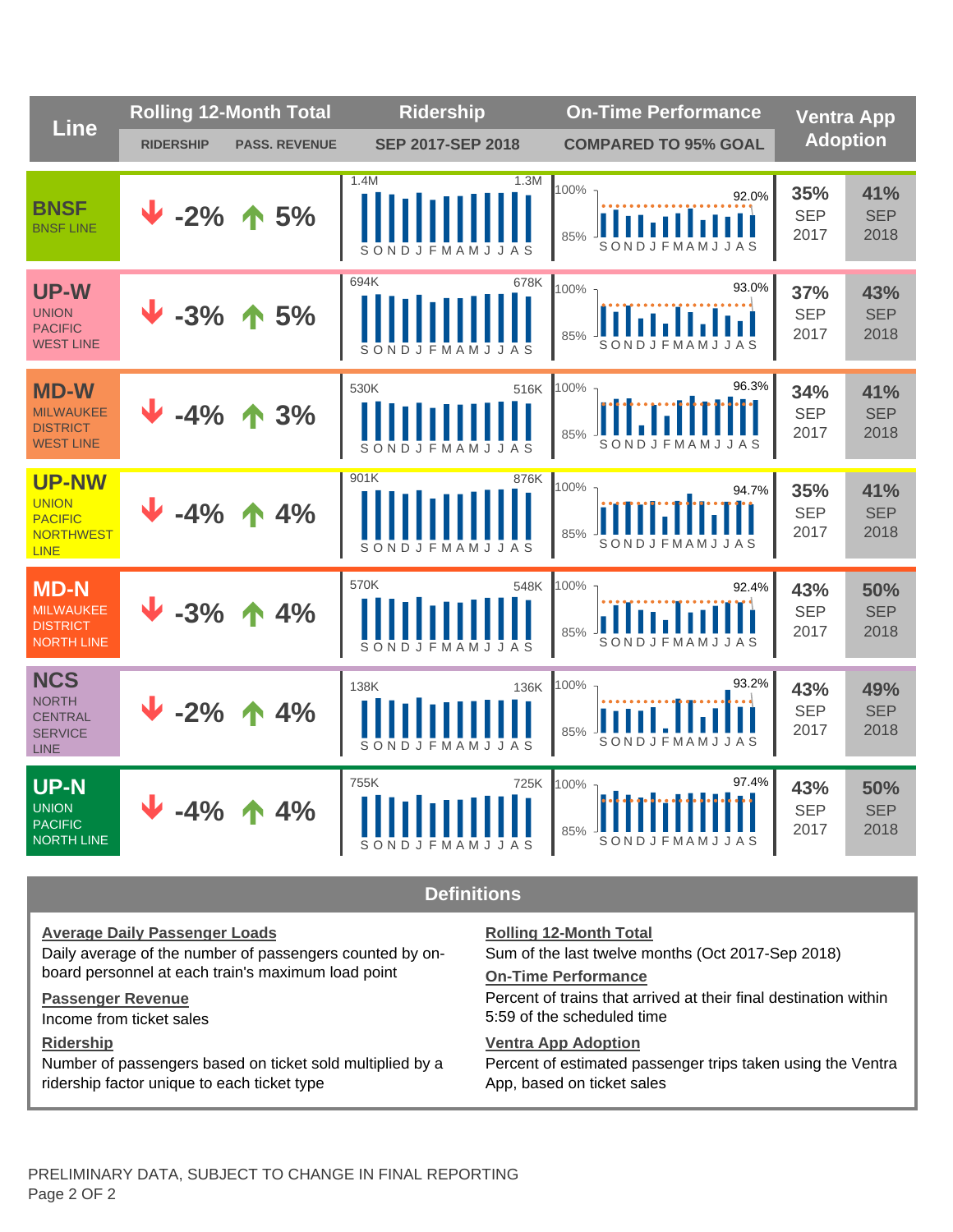| Line | Rolling 12-Month Total | | Ridership | On-Time Performance | Ventra App Adoption | |
|---|---|---|---|---|---|---|
| | RIDERSHIP | PASS. REVENUE | SEP 2017-SEP 2018 | COMPARED TO 95% GOAL | | |
| **BNSF** BNSF LINE | -2% | 5% | 1.4M … 1.3M | 92.0% | 35% SEP 2017 | 41% SEP 2018 |
| **UP-W** UNION PACIFIC WEST LINE | -3% | 5% | 694K … 678K | 93.0% | 37% SEP 2017 | 43% SEP 2018 |
| **MD-W** MILWAUKEE DISTRICT WEST LINE | -4% | 3% | 530K … 516K | 96.3% | 34% SEP 2017 | 41% SEP 2018 |
| **UP-NW** UNION PACIFIC NORTHWEST LINE | -4% | 4% | 901K … 876K | 94.7% | 35% SEP 2017 | 41% SEP 2018 |
| **MD-N** MILWAUKEE DISTRICT NORTH LINE | -3% | 4% | 570K … 548K | 92.4% | 43% SEP 2017 | 50% SEP 2018 |
| **NCS** NORTH CENTRAL SERVICE LINE | -2% | 4% | 138K … 136K | 93.2% | 43% SEP 2017 | 49% SEP 2018 |
| **UP-N** UNION PACIFIC NORTH LINE | -4% | 4% | 755K … 725K | 97.4% | 43% SEP 2017 | 50% SEP 2018 |

Ridership charts: S O N D J F M A M J J A S

On-Time Performance charts: 100%, 85%; S O N D J F M A M J J A S

## Definitions

**Average Daily Passenger Loads**
Daily average of the number of passengers counted by on-board personnel at each train's maximum load point

**Passenger Revenue**
Income from ticket sales

**Ridership**
Number of passengers based on ticket sold multiplied by a ridership factor unique to each ticket type

**Rolling 12-Month Total**
Sum of the last twelve months (Oct 2017-Sep 2018)

**On-Time Performance**
Percent of trains that arrived at their final destination within 5:59 of the scheduled time

**Ventra App Adoption**
Percent of estimated passenger trips taken using the Ventra App, based on ticket sales

PRELIMINARY DATA, SUBJECT TO CHANGE IN FINAL REPORTING